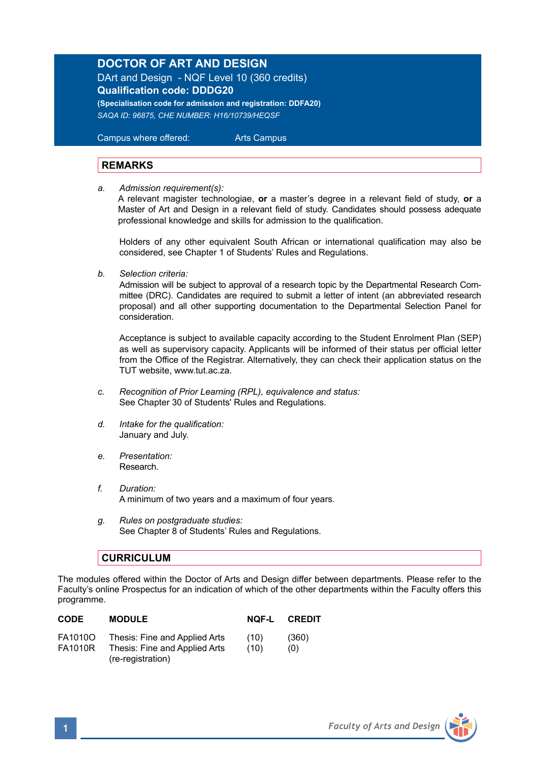# DOCTOR OF ART AND DESIGN

DArt and Design - NQF Level 10 (360 credits)

**Qualification code: DDDG20**

**(Specialisation code for admission and registration: DDFA20)**

*SAQA ID: 96875, CHE NUMBER: H16/10739/HEQSF*

Campus where offered: Arts Campus

## REMARKS

a. *Admission requirement(s):*
A relevant magister technologiae, **or** a master's degree in a relevant field of study, **or** a Master of Art and Design in a relevant field of study. Candidates should possess adequate professional knowledge and skills for admission to the qualification.

Holders of any other equivalent South African or international qualification may also be considered, see Chapter 1 of Students' Rules and Regulations.

b. *Selection criteria:*
Admission will be subject to approval of a research topic by the Departmental Research Committee (DRC). Candidates are required to submit a letter of intent (an abbreviated research proposal) and all other supporting documentation to the Departmental Selection Panel for consideration.

Acceptance is subject to available capacity according to the Student Enrolment Plan (SEP) as well as supervisory capacity. Applicants will be informed of their status per official letter from the Office of the Registrar. Alternatively, they can check their application status on the TUT website, www.tut.ac.za.

c. *Recognition of Prior Learning (RPL), equivalence and status:*
See Chapter 30 of Students' Rules and Regulations.

d. *Intake for the qualification:*
January and July.

e. *Presentation:*
Research.

f. *Duration:*
A minimum of two years and a maximum of four years.

g. *Rules on postgraduate studies:*
See Chapter 8 of Students' Rules and Regulations.

## CURRICULUM

The modules offered within the Doctor of Arts and Design differ between departments. Please refer to the Faculty's online Prospectus for an indication of which of the other departments within the Faculty offers this programme.

| CODE | MODULE | NQF-L | CREDIT |
|---|---|---|---|
| FA1010O | Thesis: Fine and Applied Arts | (10) | (360) |
| FA1010R | Thesis: Fine and Applied Arts (re-registration) | (10) | (0) |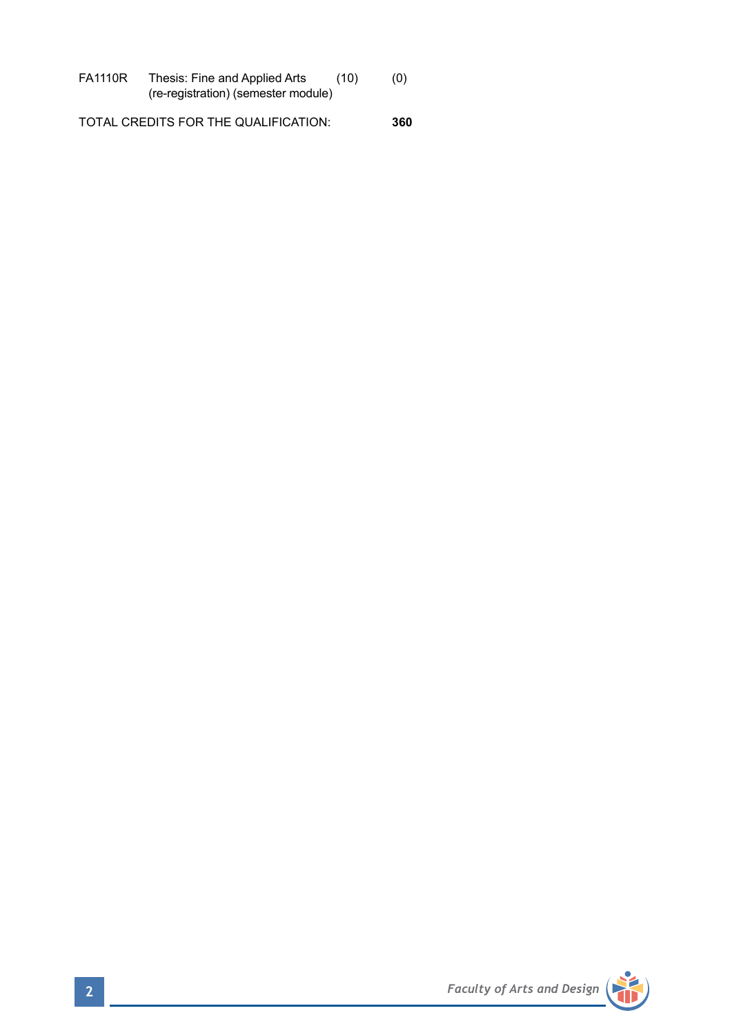| | | | |
|---|---|---|---|
| FA1110R | Thesis: Fine and Applied Arts (re-registration) (semester module) | (10) | (0) |

TOTAL CREDITS FOR THE QUALIFICATION: **360**